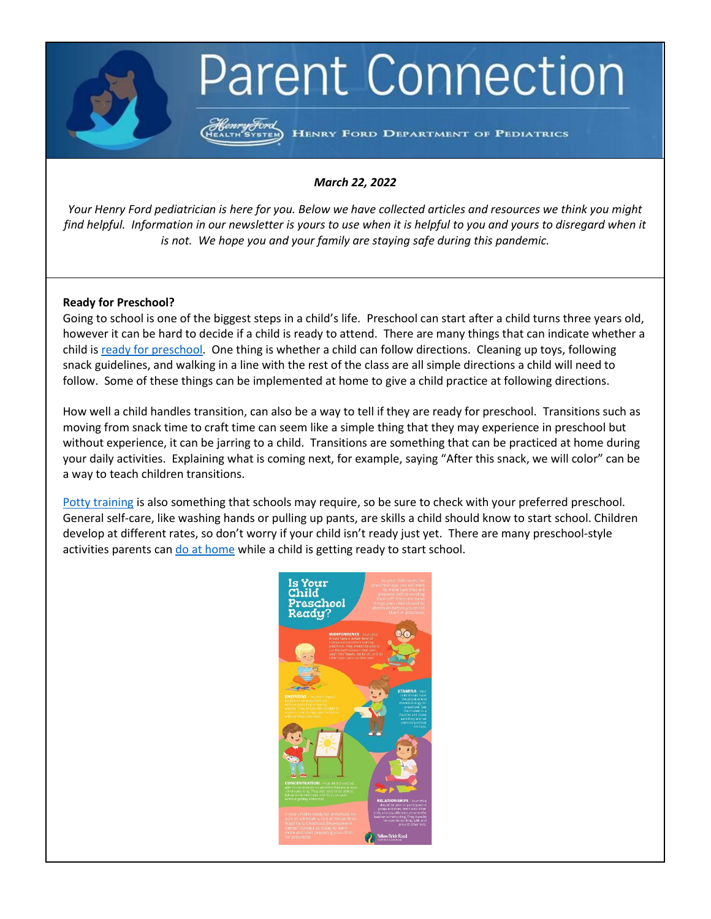# Parent Connection

HENRY FORD DEPARTMENT OF PEDIATRICS

***March 22, 2022***

*Your Henry Ford pediatrician is here for you. Below we have collected articles and resources we think you might find helpful. Information in our newsletter is yours to use when it is helpful to you and yours to disregard when it is not. We hope you and your family are staying safe during this pandemic.*

**Ready for Preschool?**

Going to school is one of the biggest steps in a child's life. Preschool can start after a child turns three years old, however it can be hard to decide if a child is ready to attend. There are many things that can indicate whether a child is ready for preschool. One thing is whether a child can follow directions. Cleaning up toys, following snack guidelines, and walking in a line with the rest of the class are all simple directions a child will need to follow. Some of these things can be implemented at home to give a child practice at following directions.

How well a child handles transition, can also be a way to tell if they are ready for preschool. Transitions such as moving from snack time to craft time can seem like a simple thing that they may experience in preschool but without experience, it can be jarring to a child. Transitions are something that can be practiced at home during your daily activities. Explaining what is coming next, for example, saying "After this snack, we will color" can be a way to teach children transitions.

Potty training is also something that schools may require, so be sure to check with your preferred preschool. General self-care, like washing hands or pulling up pants, are skills a child should know to start school. Children develop at different rates, so don't worry if your child isn't ready just yet. There are many preschool-style activities parents can do at home while a child is getting ready to start school.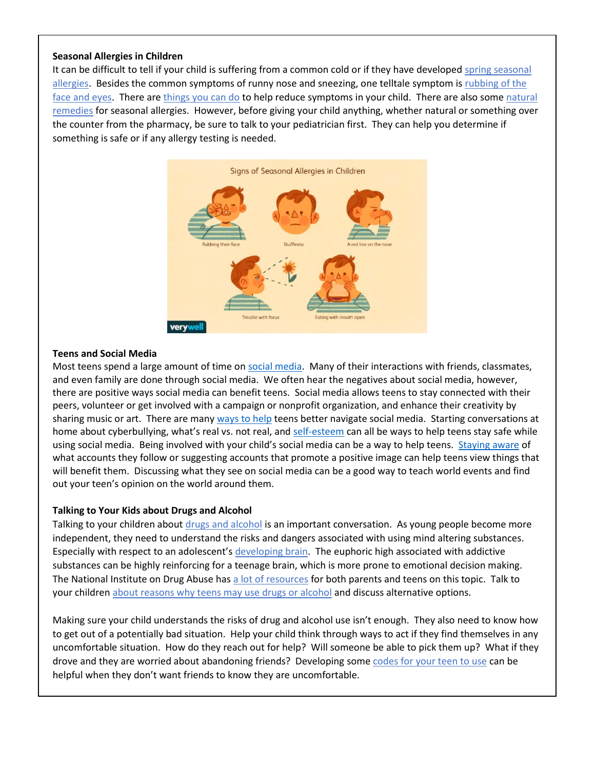**Seasonal Allergies in Children**

It can be difficult to tell if your child is suffering from a common cold or if they have developed spring seasonal allergies. Besides the common symptoms of runny nose and sneezing, one telltale symptom is rubbing of the face and eyes. There are things you can do to help reduce symptoms in your child. There are also some natural remedies for seasonal allergies. However, before giving your child anything, whether natural or something over the counter from the pharmacy, be sure to talk to your pediatrician first. They can help you determine if something is safe or if any allergy testing is needed.

**Teens and Social Media**

Most teens spend a large amount of time on social media. Many of their interactions with friends, classmates, and even family are done through social media. We often hear the negatives about social media, however, there are positive ways social media can benefit teens. Social media allows teens to stay connected with their peers, volunteer or get involved with a campaign or nonprofit organization, and enhance their creativity by sharing music or art. There are many ways to help teens better navigate social media. Starting conversations at home about cyberbullying, what's real vs. not real, and self-esteem can all be ways to help teens stay safe while using social media. Being involved with your child's social media can be a way to help teens. Staying aware of what accounts they follow or suggesting accounts that promote a positive image can help teens view things that will benefit them. Discussing what they see on social media can be a good way to teach world events and find out your teen's opinion on the world around them.

**Talking to Your Kids about Drugs and Alcohol**

Talking to your children about drugs and alcohol is an important conversation. As young people become more independent, they need to understand the risks and dangers associated with using mind altering substances. Especially with respect to an adolescent's developing brain. The euphoric high associated with addictive substances can be highly reinforcing for a teenage brain, which is more prone to emotional decision making. The National Institute on Drug Abuse has a lot of resources for both parents and teens on this topic. Talk to your children about reasons why teens may use drugs or alcohol and discuss alternative options.

Making sure your child understands the risks of drug and alcohol use isn't enough. They also need to know how to get out of a potentially bad situation. Help your child think through ways to act if they find themselves in any uncomfortable situation. How do they reach out for help? Will someone be able to pick them up? What if they drove and they are worried about abandoning friends? Developing some codes for your teen to use can be helpful when they don't want friends to know they are uncomfortable.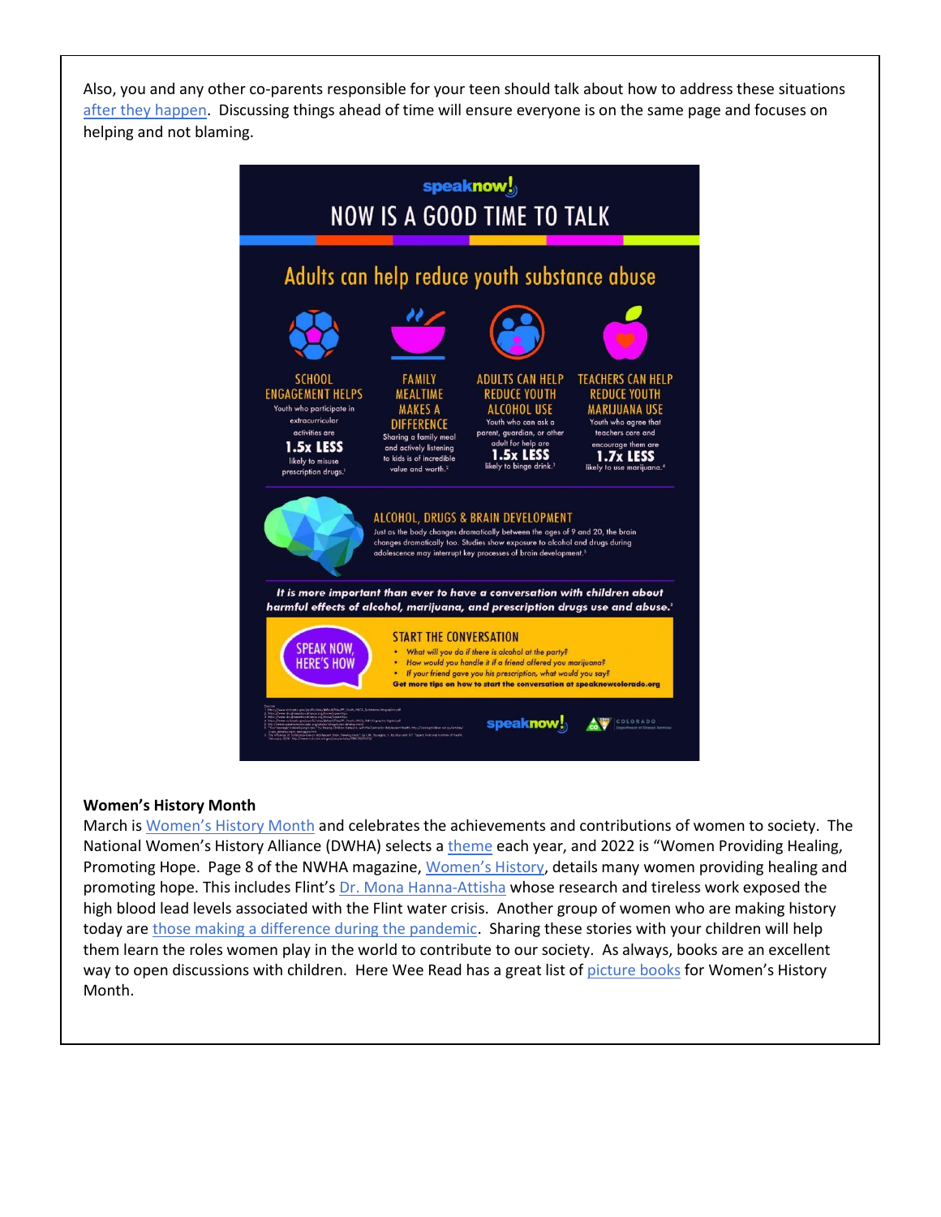Also, you and any other co-parents responsible for your teen should talk about how to address these situations after they happen. Discussing things ahead of time will ensure everyone is on the same page and focuses on helping and not blaming.

speaknow!

# NOW IS A GOOD TIME TO TALK

## Adults can help reduce youth substance abuse

**SCHOOL ENGAGEMENT HELPS**
Youth who participate in extracurricular activities are **1.5x LESS** likely to misuse prescription drugs.[1]

**FAMILY MEALTIME MAKES A DIFFERENCE**
Sharing a family meal and actively listening to kids is of incredible value and worth.[2]

**ADULTS CAN HELP REDUCE YOUTH ALCOHOL USE**
Youth who can ask a parent, guardian, or other adult for help are **1.5x LESS** likely to binge drink.[3]

**TEACHERS CAN HELP REDUCE YOUTH MARIJUANA USE**
Youth who agree that teachers care and encourage them are **1.7x LESS** likely to use marijuana.[4]

**ALCOHOL, DRUGS & BRAIN DEVELOPMENT**
Just as the body changes dramatically between the ages of 9 and 20, the brain changes dramatically too. Studies show exposure to alcohol and drugs during adolescence may interrupt key processes of brain development.[5]

***It is more important than ever to have a conversation with children about harmful effects of alcohol, marijuana, and prescription drugs use and abuse.***[6]

**SPEAK NOW, HERE'S HOW**

**START THE CONVERSATION**

- *What will you do if there is alcohol at the party?*
- *How would you handle it if a friend offered you marijuana?*
- *If your friend gave you his prescription, what would you say?*

**Get more tips on how to start the conversation at speaknowcolorado.org**

speaknow! COLORADO Department of Human Services

### Women's History Month

March is Women's History Month and celebrates the achievements and contributions of women to society. The National Women's History Alliance (DWHA) selects a theme each year, and 2022 is "Women Providing Healing, Promoting Hope. Page 8 of the NWHA magazine, Women's History, details many women providing healing and promoting hope. This includes Flint's Dr. Mona Hanna-Attisha whose research and tireless work exposed the high blood lead levels associated with the Flint water crisis. Another group of women who are making history today are those making a difference during the pandemic. Sharing these stories with your children will help them learn the roles women play in the world to contribute to our society. As always, books are an excellent way to open discussions with children. Here Wee Read has a great list of picture books for Women's History Month.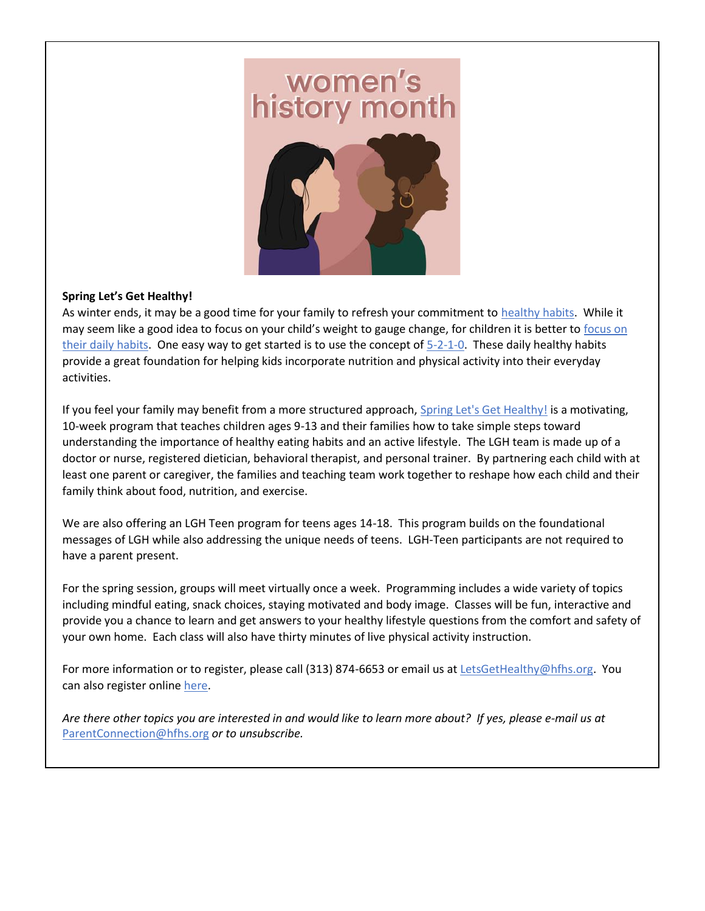**Spring Let's Get Healthy!**

As winter ends, it may be a good time for your family to refresh your commitment to healthy habits. While it may seem like a good idea to focus on your child's weight to gauge change, for children it is better to focus on their daily habits. One easy way to get started is to use the concept of 5-2-1-0. These daily healthy habits provide a great foundation for helping kids incorporate nutrition and physical activity into their everyday activities.

If you feel your family may benefit from a more structured approach, Spring Let's Get Healthy! is a motivating, 10-week program that teaches children ages 9-13 and their families how to take simple steps toward understanding the importance of healthy eating habits and an active lifestyle. The LGH team is made up of a doctor or nurse, registered dietician, behavioral therapist, and personal trainer. By partnering each child with at least one parent or caregiver, the families and teaching team work together to reshape how each child and their family think about food, nutrition, and exercise.

We are also offering an LGH Teen program for teens ages 14-18. This program builds on the foundational messages of LGH while also addressing the unique needs of teens. LGH-Teen participants are not required to have a parent present.

For the spring session, groups will meet virtually once a week. Programming includes a wide variety of topics including mindful eating, snack choices, staying motivated and body image. Classes will be fun, interactive and provide you a chance to learn and get answers to your healthy lifestyle questions from the comfort and safety of your own home. Each class will also have thirty minutes of live physical activity instruction.

For more information or to register, please call (313) 874-6653 or email us at LetsGetHealthy@hfhs.org. You can also register online here.

*Are there other topics you are interested in and would like to learn more about? If yes, please e-mail us at* ParentConnection@hfhs.org *or to unsubscribe.*